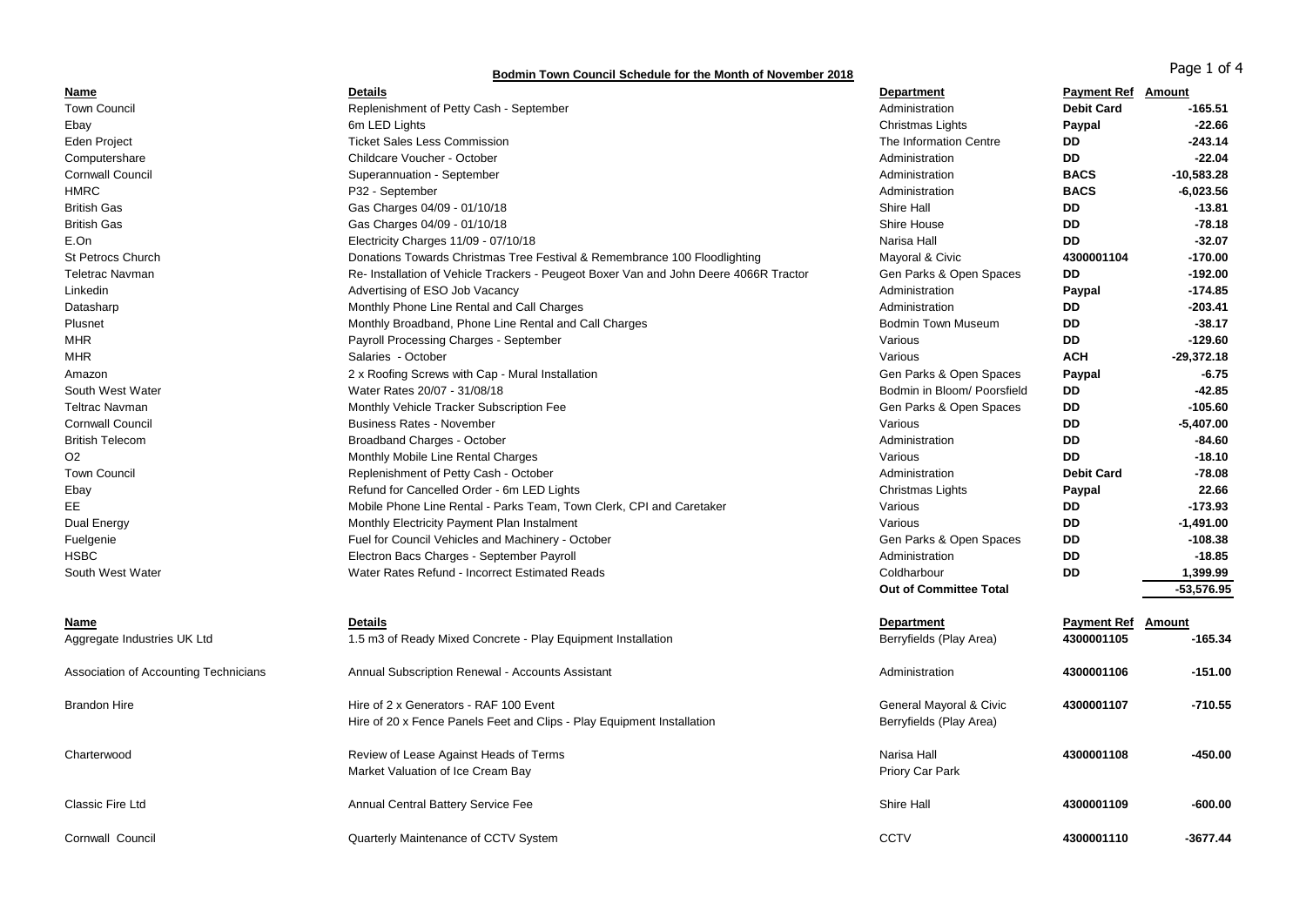## Bodmin Town Council Schedule for the Month of November 2018

| Name | Details | Department | Payment Ref | Amount |
|---|---|---|---|---|
| Town Council | Replenishment of Petty Cash - September | Administration | **Debit Card** | **-165.51** |
| Ebay | 6m LED Lights | Christmas Lights | **Paypal** | **-22.66** |
| Eden Project | Ticket Sales Less Commission | The Information Centre | **DD** | **-243.14** |
| Computershare | Childcare Voucher - October | Administration | **DD** | **-22.04** |
| Cornwall Council | Superannuation - September | Administration | **BACS** | **-10,583.28** |
| HMRC | P32 - September | Administration | **BACS** | **-6,023.56** |
| British Gas | Gas Charges 04/09 - 01/10/18 | Shire Hall | **DD** | **-13.81** |
| British Gas | Gas Charges 04/09 - 01/10/18 | Shire House | **DD** | **-78.18** |
| E.On | Electricity Charges 11/09 - 07/10/18 | Narisa Hall | **DD** | **-32.07** |
| St Petrocs Church | Donations Towards Christmas Tree Festival & Remembrance 100 Floodlighting | Mayoral & Civic | **4300001104** | **-170.00** |
| Teletrac Navman | Re- Installation of Vehicle Trackers - Peugeot Boxer Van and John Deere 4066R Tractor | Gen Parks & Open Spaces | **DD** | **-192.00** |
| Linkedin | Advertising of ESO Job Vacancy | Administration | **Paypal** | **-174.85** |
| Datasharp | Monthly Phone Line Rental and Call Charges | Administration | **DD** | **-203.41** |
| Plusnet | Monthly Broadband, Phone Line Rental and Call Charges | Bodmin Town Museum | **DD** | **-38.17** |
| MHR | Payroll Processing Charges - September | Various | **DD** | **-129.60** |
| MHR | Salaries - October | Various | **ACH** | **-29,372.18** |
| Amazon | 2 x Roofing Screws with Cap - Mural Installation | Gen Parks & Open Spaces | **Paypal** | **-6.75** |
| South West Water | Water Rates 20/07 - 31/08/18 | Bodmin in Bloom/ Poorsfield | **DD** | **-42.85** |
| Teltrac Navman | Monthly Vehicle Tracker Subscription Fee | Gen Parks & Open Spaces | **DD** | **-105.60** |
| Cornwall Council | Business Rates - November | Various | **DD** | **-5,407.00** |
| British Telecom | Broadband Charges - October | Administration | **DD** | **-84.60** |
| O2 | Monthly Mobile Line Rental Charges | Various | **DD** | **-18.10** |
| Town Council | Replenishment of Petty Cash - October | Administration | **Debit Card** | **-78.08** |
| Ebay | Refund for Cancelled Order - 6m LED Lights | Christmas Lights | **Paypal** | **22.66** |
| EE | Mobile Phone Line Rental - Parks Team, Town Clerk, CPI and Caretaker | Various | **DD** | **-173.93** |
| Dual Energy | Monthly Electricity Payment Plan Instalment | Various | **DD** | **-1,491.00** |
| Fuelgenie | Fuel for Council Vehicles and Machinery - October | Gen Parks & Open Spaces | **DD** | **-108.38** |
| HSBC | Electron Bacs Charges - September Payroll | Administration | **DD** | **-18.85** |
| South West Water | Water Rates Refund - Incorrect Estimated Reads | Coldharbour | **DD** | **1,399.99** |
| | | **Out of Committee Total** | | **-53,576.95** |

| Name | Details | Department | Payment Ref | Amount |
|---|---|---|---|---|
| Aggregate Industries UK Ltd | 1.5 m3 of Ready Mixed Concrete - Play Equipment Installation | Berryfields (Play Area) | **4300001105** | **-165.34** |
| Association of Accounting Technicians | Annual Subscription Renewal - Accounts Assistant | Administration | **4300001106** | **-151.00** |
| Brandon Hire | Hire of 2 x Generators - RAF 100 Event | General Mayoral & Civic | **4300001107** | **-710.55** |
| | Hire of 20 x Fence Panels Feet and Clips - Play Equipment Installation | Berryfields (Play Area) | | |
| Charterwood | Review of Lease Against Heads of Terms | Narisa Hall | **4300001108** | **-450.00** |
| | Market Valuation of Ice Cream Bay | Priory Car Park | | |
| Classic Fire Ltd | Annual Central Battery Service Fee | Shire Hall | **4300001109** | **-600.00** |
| Cornwall Council | Quarterly Maintenance of CCTV System | CCTV | **4300001110** | **-3677.44** |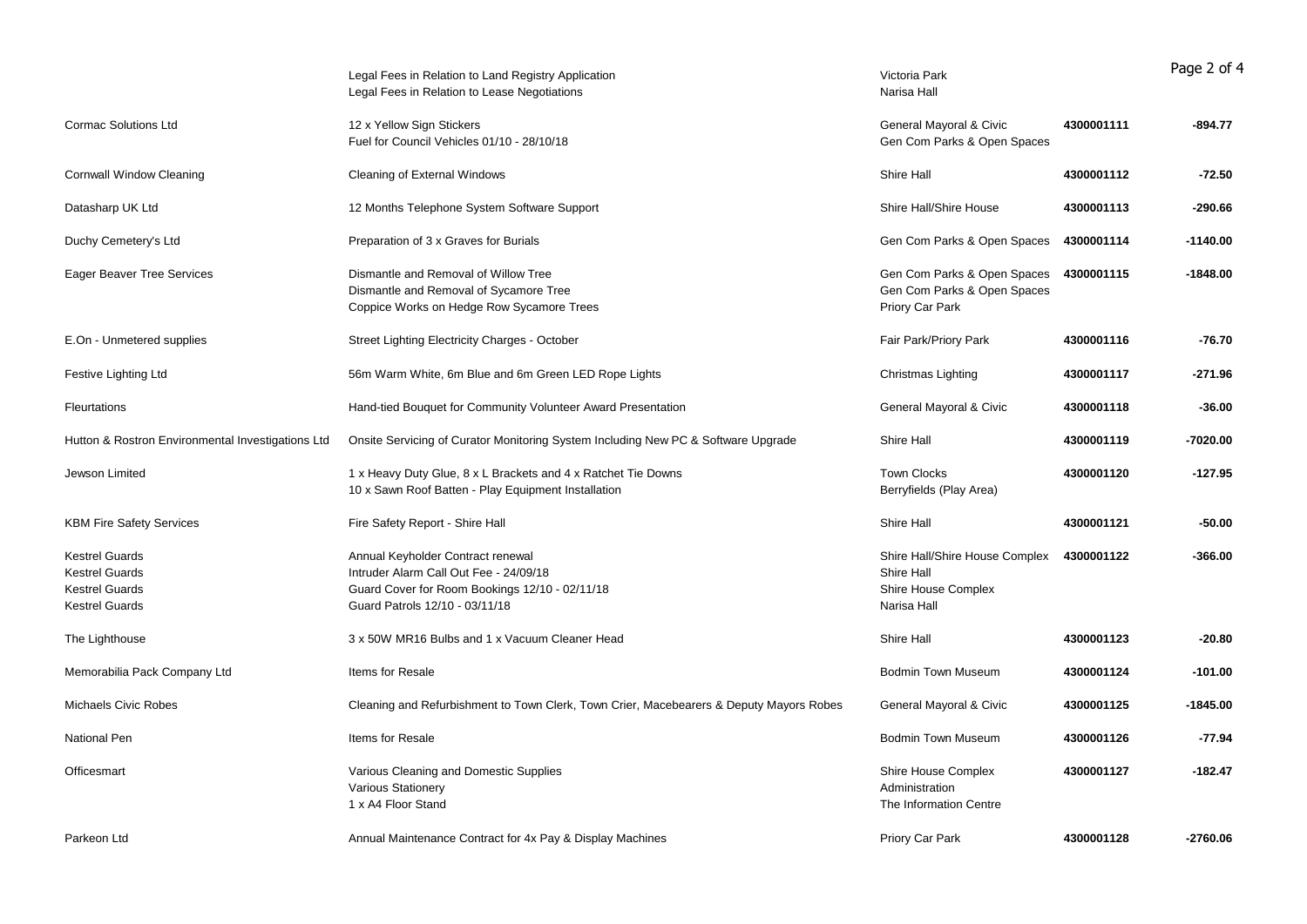| | | | | |
|---|---|---|---|---|
| | Legal Fees in Relation to Land Registry Application | Victoria Park | | |
| | Legal Fees in Relation to Lease Negotiations | Narisa Hall | | |
| Cormac Solutions Ltd | 12 x Yellow Sign Stickers | General Mayoral & Civic | **4300001111** | **-894.77** |
| | Fuel for Council Vehicles 01/10 - 28/10/18 | Gen Com Parks & Open Spaces | | |
| Cornwall Window Cleaning | Cleaning of External Windows | Shire Hall | **4300001112** | **-72.50** |
| Datasharp UK Ltd | 12 Months Telephone System Software Support | Shire Hall/Shire House | **4300001113** | **-290.66** |
| Duchy Cemetery's Ltd | Preparation of 3 x Graves for Burials | Gen Com Parks & Open Spaces | **4300001114** | **-1140.00** |
| Eager Beaver Tree Services | Dismantle and Removal of Willow Tree | Gen Com Parks & Open Spaces | **4300001115** | **-1848.00** |
| | Dismantle and Removal of Sycamore Tree | Gen Com Parks & Open Spaces | | |
| | Coppice Works on Hedge Row Sycamore Trees | Priory Car Park | | |
| E.On - Unmetered supplies | Street Lighting Electricity Charges - October | Fair Park/Priory Park | **4300001116** | **-76.70** |
| Festive Lighting Ltd | 56m Warm White, 6m Blue and 6m Green LED Rope Lights | Christmas Lighting | **4300001117** | **-271.96** |
| Fleurtations | Hand-tied Bouquet for Community Volunteer Award Presentation | General Mayoral & Civic | **4300001118** | **-36.00** |
| Hutton & Rostron Environmental Investigations Ltd | Onsite Servicing of Curator Monitoring System Including New PC & Software Upgrade | Shire Hall | **4300001119** | **-7020.00** |
| Jewson Limited | 1 x Heavy Duty Glue, 8 x L Brackets and 4 x Ratchet Tie Downs | Town Clocks | **4300001120** | **-127.95** |
| | 10 x Sawn Roof Batten - Play Equipment Installation | Berryfields (Play Area) | | |
| KBM Fire Safety Services | Fire Safety Report - Shire Hall | Shire Hall | **4300001121** | **-50.00** |
| Kestrel Guards | Annual Keyholder Contract renewal | Shire Hall/Shire House Complex | **4300001122** | **-366.00** |
| Kestrel Guards | Intruder Alarm Call Out Fee - 24/09/18 | Shire Hall | | |
| Kestrel Guards | Guard Cover for Room Bookings 12/10 - 02/11/18 | Shire House Complex | | |
| Kestrel Guards | Guard Patrols 12/10 - 03/11/18 | Narisa Hall | | |
| The Lighthouse | 3 x 50W MR16 Bulbs and 1 x Vacuum Cleaner Head | Shire Hall | **4300001123** | **-20.80** |
| Memorabilia Pack Company Ltd | Items for Resale | Bodmin Town Museum | **4300001124** | **-101.00** |
| Michaels Civic Robes | Cleaning and Refurbishment to Town Clerk, Town Crier, Macebearers & Deputy Mayors Robes | General Mayoral & Civic | **4300001125** | **-1845.00** |
| National Pen | Items for Resale | Bodmin Town Museum | **4300001126** | **-77.94** |
| Officesmart | Various Cleaning and Domestic Supplies | Shire House Complex | **4300001127** | **-182.47** |
| | Various Stationery | Administration | | |
| | 1 x A4 Floor Stand | The Information Centre | | |
| Parkeon Ltd | Annual Maintenance Contract for 4x Pay & Display Machines | Priory Car Park | **4300001128** | **-2760.06** |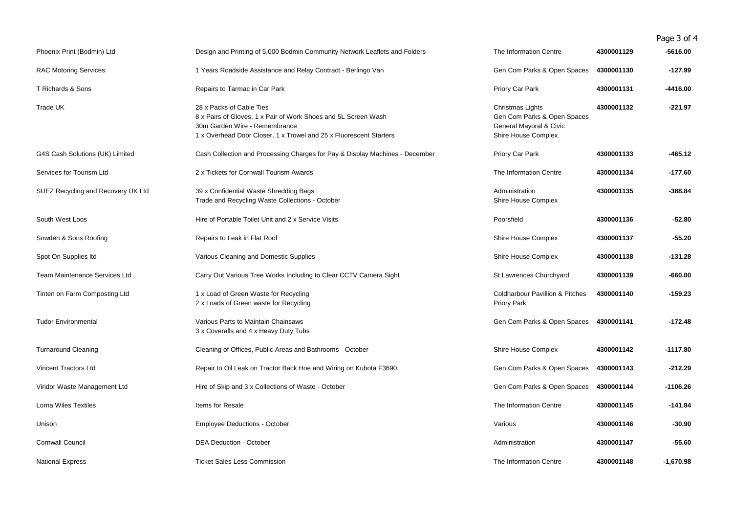| | | | | |
|---|---|---|---|---|
| Phoenix Print (Bodmin) Ltd | Design and Printing of 5,000 Bodmin Community Network Leaflets and Folders | The Information Centre | **4300001129** | **-5616.00** |
| RAC Motoring Services | 1 Years Roadside Assistance and Relay Contract - Berlingo Van | Gen Com Parks & Open Spaces | **4300001130** | **-127.99** |
| T Richards & Sons | Repairs to Tarmac in Car Park | Priory Car Park | **4300001131** | **-4416.00** |
| Trade UK | 28 x Packs of Cable Ties<br>8 x Pairs of Gloves, 1 x Pair of Work Shoes and 5L Screen Wash<br>30m Garden Wire - Remembrance<br>1 x Overhead Door Closer, 1 x Trowel and 25 x Fluorescent Starters | Christmas Lights<br>Gen Com Parks & Open Spaces<br>General Mayoral & Civic<br>Shire House Complex | **4300001132** | **-221.97** |
| G4S Cash Solutions (UK) Limited | Cash Collection and Processing Charges for Pay & Display Machines - December | Priory Car Park | **4300001133** | **-465.12** |
| Services for Tourism Ltd | 2 x Tickets for Cornwall Tourism Awards | The Information Centre | **4300001134** | **-177.60** |
| SUEZ Recycling and Recovery UK Ltd | 39 x Confidential Waste Shredding Bags<br>Trade and Recycling Waste Collections - October | Administration<br>Shire House Complex | **4300001135** | **-388.84** |
| South West Loos | Hire of Portable Toilet Unit and 2 x Service Visits | Poorsfield | **4300001136** | **-52.80** |
| Sowden & Sons Roofing | Repairs to Leak in Flat Roof | Shire House Complex | **4300001137** | **-55.20** |
| Spot On Supplies ltd | Various Cleaning and Domestic Supplies | Shire House Complex | **4300001138** | **-131.28** |
| Team Maintenance Services Ltd | Carry Out Various Tree Works Including to Clear CCTV Camera Sight | St Lawrences Churchyard | **4300001139** | **-660.00** |
| Tinten on Farm Composting Ltd | 1 x Load of Green Waste for Recycling<br>2 x Loads of Green waste for Recycling | Coldharbour Pavillion & Pitches<br>Priory Park | **4300001140** | **-159.23** |
| Tudor Environmental | Various Parts to Maintain Chainsaws<br>3 x Coveralls and 4 x Heavy Duty Tubs | Gen Com Parks & Open Spaces | **4300001141** | **-172.48** |
| Turnaround Cleaning | Cleaning of Offices, Public Areas and Bathrooms - October | Shire House Complex | **4300001142** | **-1117.80** |
| Vincent Tractors Ltd | Repair to Oil Leak on Tractor Back Hoe and Wiring on Kubota F3690. | Gen Com Parks & Open Spaces | **4300001143** | **-212.29** |
| Viridor Waste Management Ltd | Hire of Skip and 3 x Collections of Waste - October | Gen Com Parks & Open Spaces | **4300001144** | **-1106.26** |
| Lorna Wiles Textiles | Items for Resale | The Information Centre | **4300001145** | **-141.84** |
| Unison | Employee Deductions - October | Various | **4300001146** | **-30.90** |
| Cornwall Council | DEA Deduction - October | Administration | **4300001147** | **-55.60** |
| National Express | Ticket Sales Less Commission | The Information Centre | **4300001148** | **-1,670.98** |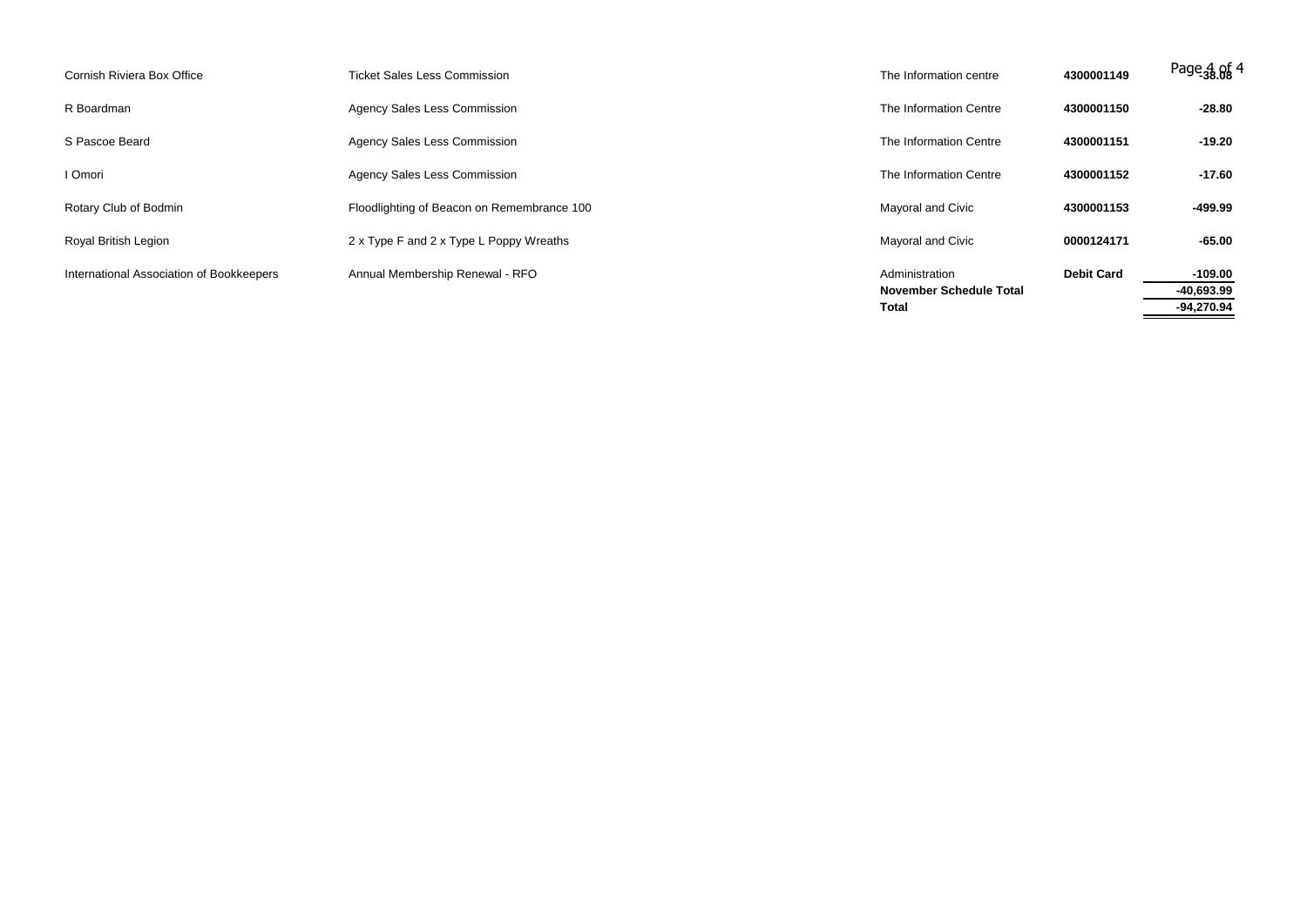| | | | | |
|---|---|---|---|---|
| Cornish Riviera Box Office | Ticket Sales Less Commission | The Information centre | 4300001149 | -38.08 |
| R Boardman | Agency Sales Less Commission | The Information Centre | 4300001150 | -28.80 |
| S Pascoe Beard | Agency Sales Less Commission | The Information Centre | 4300001151 | -19.20 |
| I Omori | Agency Sales Less Commission | The Information Centre | 4300001152 | -17.60 |
| Rotary Club of Bodmin | Floodlighting of Beacon on Remembrance 100 | Mayoral and Civic | 4300001153 | -499.99 |
| Royal British Legion | 2 x Type F and 2 x Type L Poppy Wreaths | Mayoral and Civic | 0000124171 | -65.00 |
| International Association of Bookkeepers | Annual Membership Renewal - RFO | Administration | **Debit Card** | -109.00 |
| | | **November Schedule Total** | | **-40,693.99** |
| | | **Total** | | **-94,270.94** |